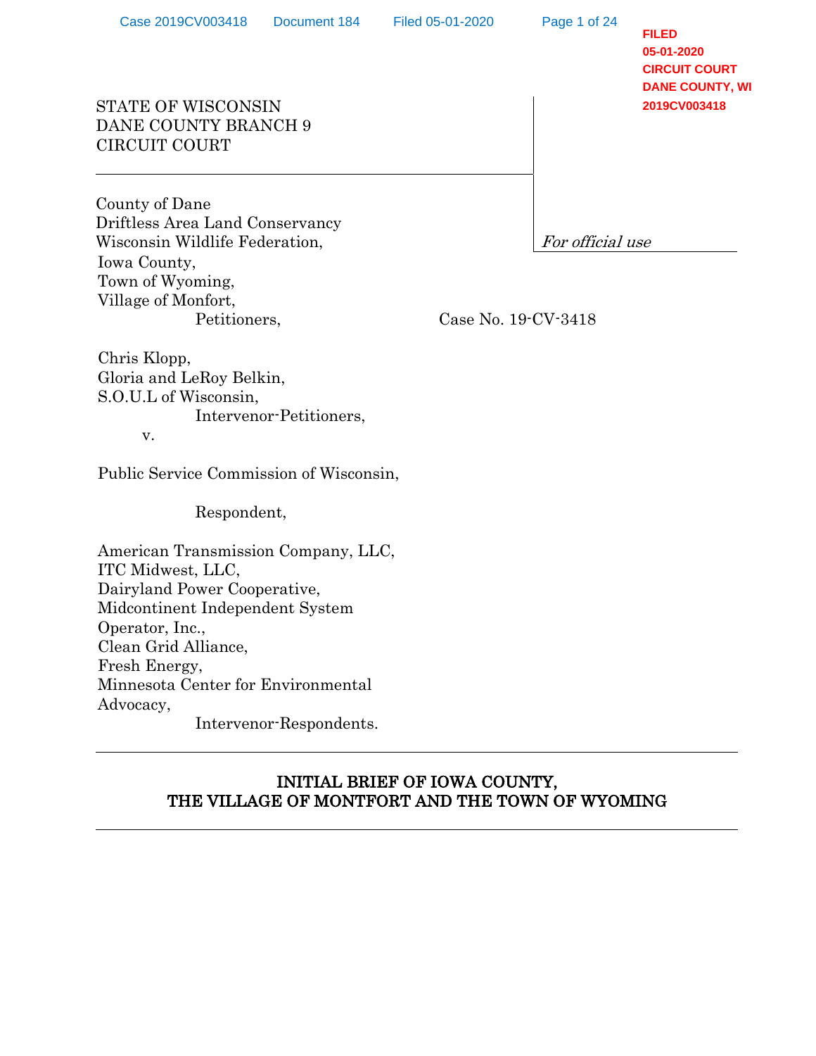FILED
05-01-2020
CIRCUIT COURT
DANE COUNTY, WI
2019CV003418

STATE OF WISCONSIN
DANE COUNTY BRANCH 9
CIRCUIT COURT

*For official use*

County of Dane
Driftless Area Land Conservancy
Wisconsin Wildlife Federation,
Iowa County,
Town of Wyoming,
Village of Monfort,
Petitioners,

Case No. 19-CV-3418

Chris Klopp,
Gloria and LeRoy Belkin,
S.O.U.L of Wisconsin,
Intervenor-Petitioners,

v.

Public Service Commission of Wisconsin,

Respondent,

American Transmission Company, LLC,
ITC Midwest, LLC,
Dairyland Power Cooperative,
Midcontinent Independent System Operator, Inc.,
Clean Grid Alliance,
Fresh Energy,
Minnesota Center for Environmental Advocacy,
Intervenor-Respondents.

---

## INITIAL BRIEF OF IOWA COUNTY, THE VILLAGE OF MONTFORT AND THE TOWN OF WYOMING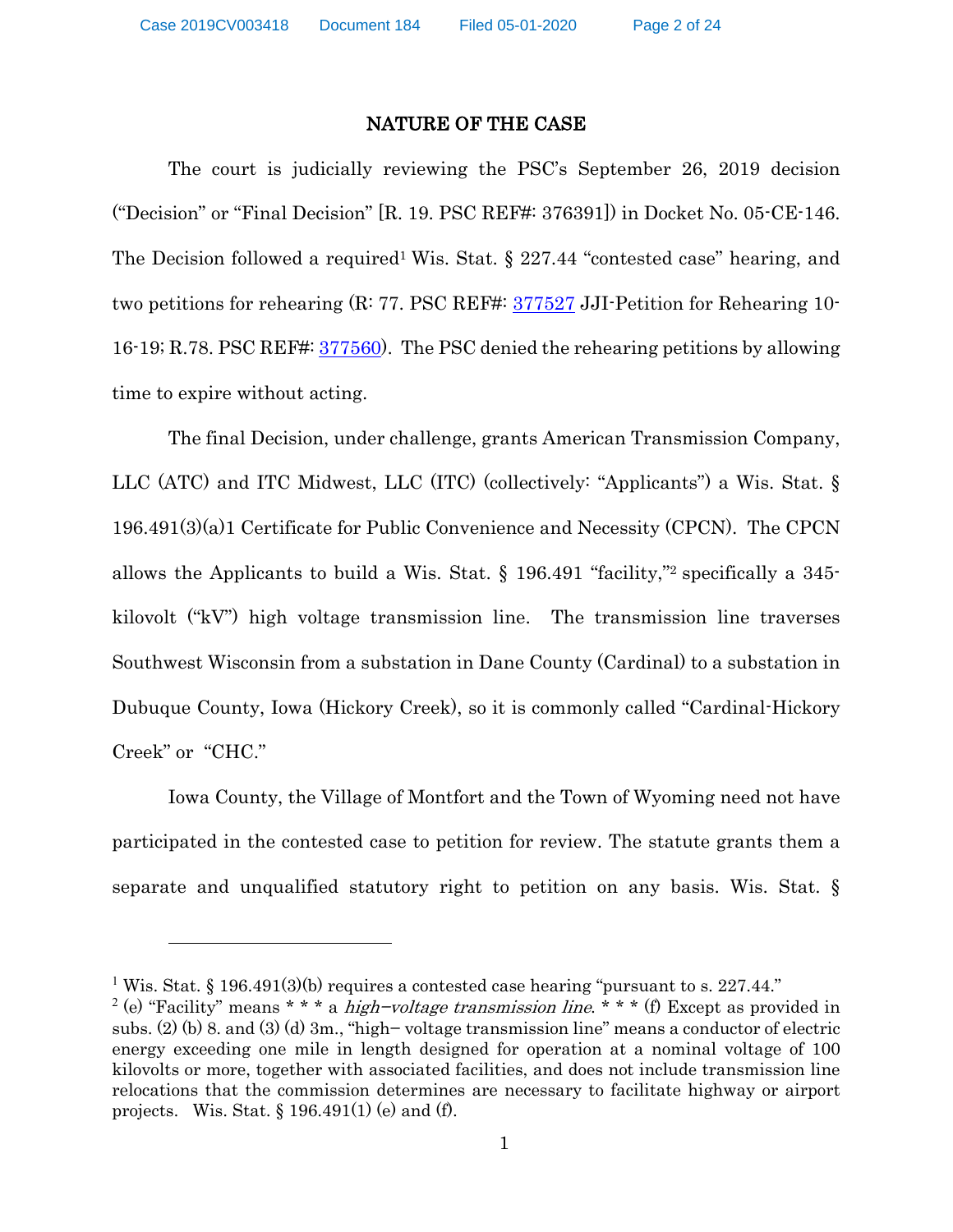# NATURE OF THE CASE

The court is judicially reviewing the PSC's September 26, 2019 decision ("Decision" or "Final Decision" [R. 19. PSC REF#: 376391]) in Docket No. 05-CE-146. The Decision followed a required[1] Wis. Stat. § 227.44 "contested case" hearing, and two petitions for rehearing (R: 77. PSC REF#: 377527 JJI-Petition for Rehearing 10-16-19; R.78. PSC REF#: 377560). The PSC denied the rehearing petitions by allowing time to expire without acting.

The final Decision, under challenge, grants American Transmission Company, LLC (ATC) and ITC Midwest, LLC (ITC) (collectively: "Applicants") a Wis. Stat. § 196.491(3)(a)1 Certificate for Public Convenience and Necessity (CPCN). The CPCN allows the Applicants to build a Wis. Stat. § 196.491 "facility,"[2] specifically a 345-kilovolt ("kV") high voltage transmission line. The transmission line traverses Southwest Wisconsin from a substation in Dane County (Cardinal) to a substation in Dubuque County, Iowa (Hickory Creek), so it is commonly called "Cardinal-Hickory Creek" or "CHC."

Iowa County, the Village of Montfort and the Town of Wyoming need not have participated in the contested case to petition for review. The statute grants them a separate and unqualified statutory right to petition on any basis. Wis. Stat. §

---

[1] Wis. Stat. § 196.491(3)(b) requires a contested case hearing "pursuant to s. 227.44."

[2] (e) "Facility" means * * * a *high–voltage transmission line*. * * * (f) Except as provided in subs. (2) (b) 8. and (3) (d) 3m., "high– voltage transmission line" means a conductor of electric energy exceeding one mile in length designed for operation at a nominal voltage of 100 kilovolts or more, together with associated facilities, and does not include transmission line relocations that the commission determines are necessary to facilitate highway or airport projects. Wis. Stat. § 196.491(1) (e) and (f).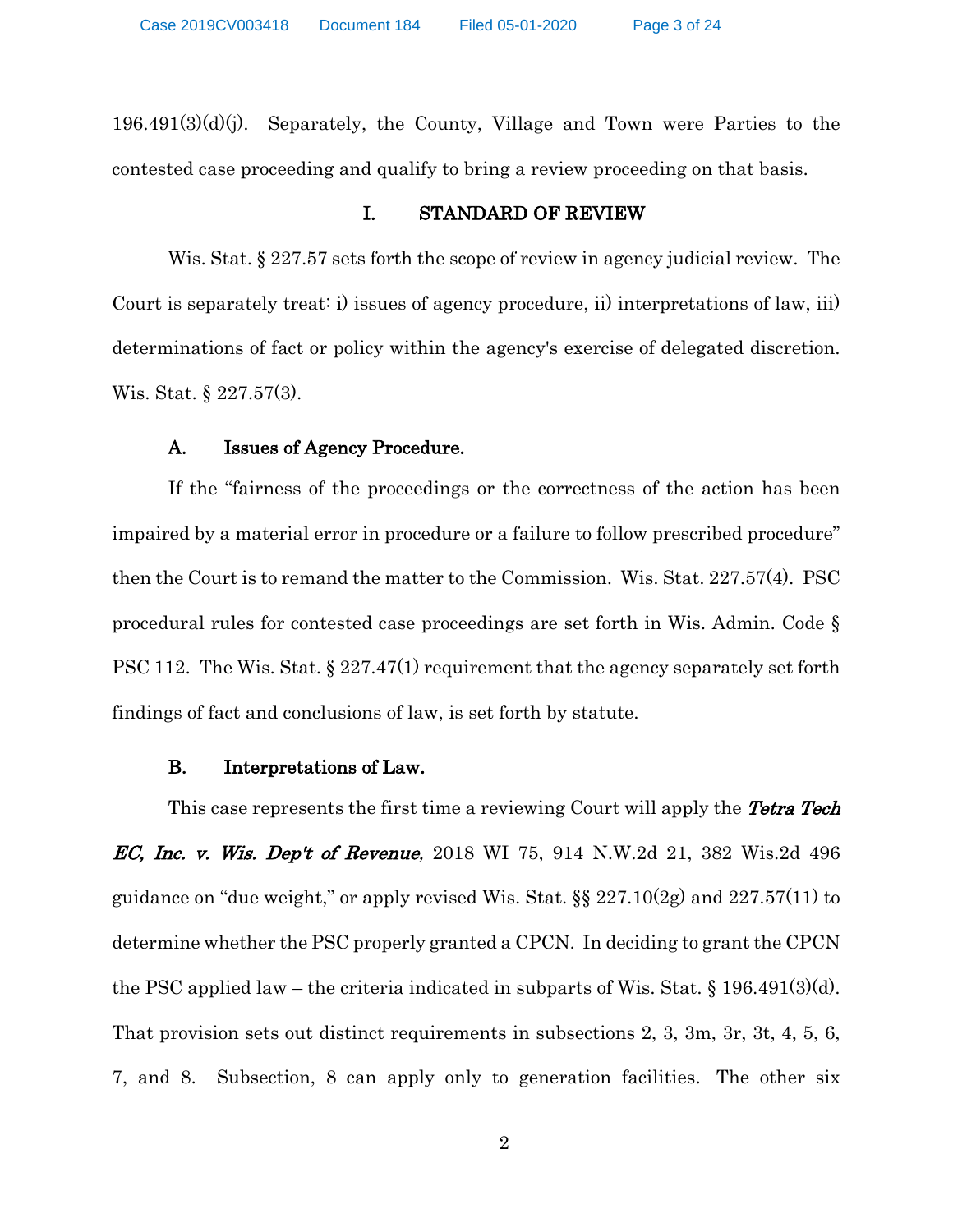196.491(3)(d)(j). Separately, the County, Village and Town were Parties to the contested case proceeding and qualify to bring a review proceeding on that basis.

## I. STANDARD OF REVIEW

Wis. Stat. § 227.57 sets forth the scope of review in agency judicial review. The Court is separately treat: i) issues of agency procedure, ii) interpretations of law, iii) determinations of fact or policy within the agency's exercise of delegated discretion. Wis. Stat. § 227.57(3).

### A. Issues of Agency Procedure.

If the "fairness of the proceedings or the correctness of the action has been impaired by a material error in procedure or a failure to follow prescribed procedure" then the Court is to remand the matter to the Commission. Wis. Stat. 227.57(4). PSC procedural rules for contested case proceedings are set forth in Wis. Admin. Code § PSC 112. The Wis. Stat. § 227.47(1) requirement that the agency separately set forth findings of fact and conclusions of law, is set forth by statute.

### B. Interpretations of Law.

This case represents the first time a reviewing Court will apply the ***Tetra Tech EC, Inc. v. Wis. Dep't of Revenue***, 2018 WI 75, 914 N.W.2d 21, 382 Wis.2d 496 guidance on "due weight," or apply revised Wis. Stat. §§ 227.10(2g) and 227.57(11) to determine whether the PSC properly granted a CPCN. In deciding to grant the CPCN the PSC applied law – the criteria indicated in subparts of Wis. Stat. § 196.491(3)(d). That provision sets out distinct requirements in subsections 2, 3, 3m, 3r, 3t, 4, 5, 6, 7, and 8. Subsection, 8 can apply only to generation facilities. The other six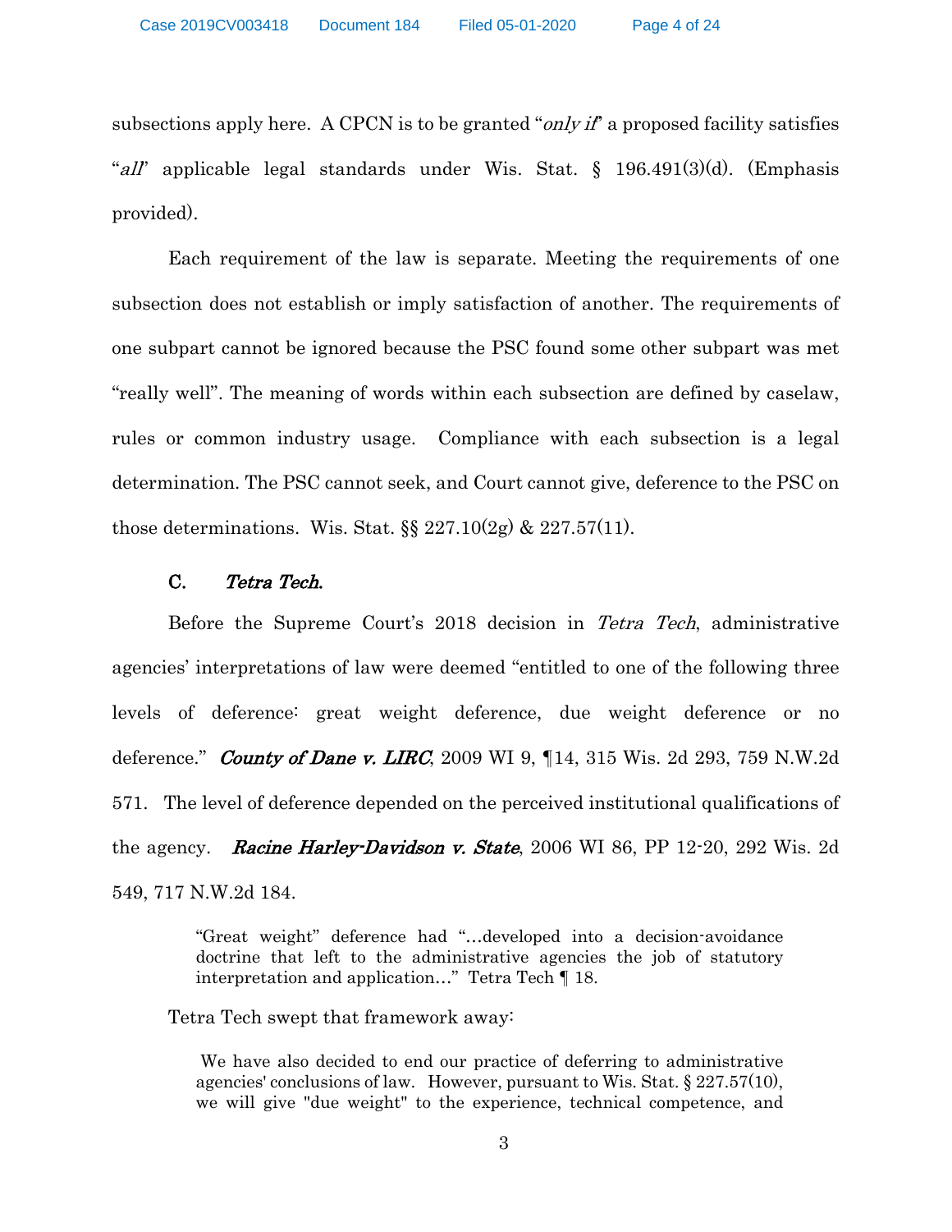subsections apply here. A CPCN is to be granted "*only if*" a proposed facility satisfies "*all*" applicable legal standards under Wis. Stat. § 196.491(3)(d). (Emphasis provided).

Each requirement of the law is separate. Meeting the requirements of one subsection does not establish or imply satisfaction of another. The requirements of one subpart cannot be ignored because the PSC found some other subpart was met "really well". The meaning of words within each subsection are defined by caselaw, rules or common industry usage. Compliance with each subsection is a legal determination. The PSC cannot seek, and Court cannot give, deference to the PSC on those determinations. Wis. Stat. §§ 227.10(2g) & 227.57(11).

### C. *Tetra Tech.*

Before the Supreme Court's 2018 decision in *Tetra Tech*, administrative agencies' interpretations of law were deemed "entitled to one of the following three levels of deference: great weight deference, due weight deference or no deference." ***County of Dane v. LIRC***, 2009 WI 9, ¶14, 315 Wis. 2d 293, 759 N.W.2d 571. The level of deference depended on the perceived institutional qualifications of the agency. ***Racine Harley-Davidson v. State***, 2006 WI 86, PP 12-20, 292 Wis. 2d 549, 717 N.W.2d 184.

> "Great weight" deference had "…developed into a decision-avoidance doctrine that left to the administrative agencies the job of statutory interpretation and application…" Tetra Tech ¶ 18.

Tetra Tech swept that framework away:

> We have also decided to end our practice of deferring to administrative agencies' conclusions of law. However, pursuant to Wis. Stat. § 227.57(10), we will give "due weight" to the experience, technical competence, and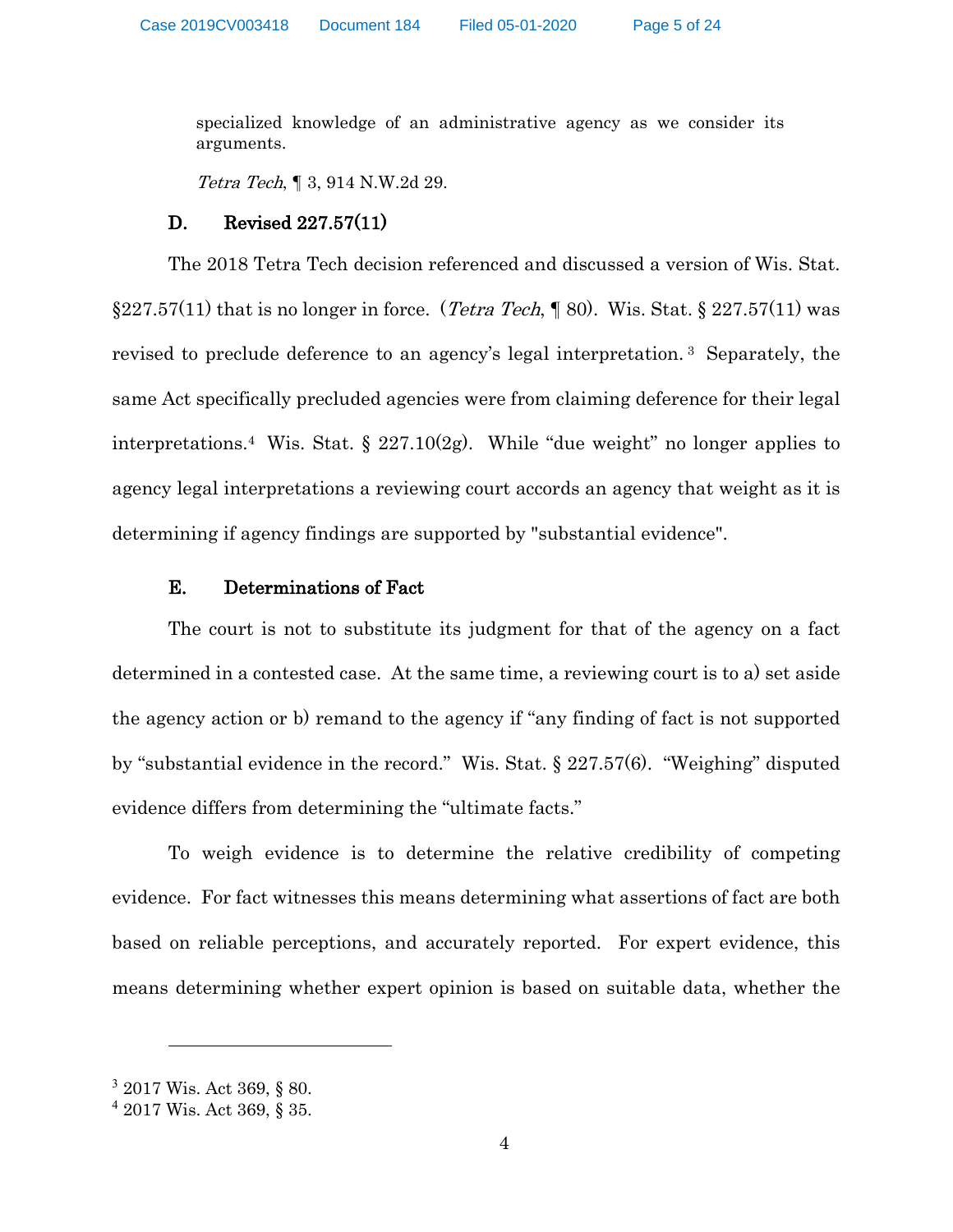specialized knowledge of an administrative agency as we consider its arguments.

*Tetra Tech*, ¶ 3, 914 N.W.2d 29.

### D. Revised 227.57(11)

The 2018 Tetra Tech decision referenced and discussed a version of Wis. Stat. §227.57(11) that is no longer in force. (*Tetra Tech*, ¶ 80). Wis. Stat. § 227.57(11) was revised to preclude deference to an agency's legal interpretation.[3] Separately, the same Act specifically precluded agencies were from claiming deference for their legal interpretations.[4] Wis. Stat. § 227.10(2g). While "due weight" no longer applies to agency legal interpretations a reviewing court accords an agency that weight as it is determining if agency findings are supported by "substantial evidence".

### E. Determinations of Fact

The court is not to substitute its judgment for that of the agency on a fact determined in a contested case. At the same time, a reviewing court is to a) set aside the agency action or b) remand to the agency if "any finding of fact is not supported by "substantial evidence in the record." Wis. Stat. § 227.57(6). "Weighing" disputed evidence differs from determining the "ultimate facts."

To weigh evidence is to determine the relative credibility of competing evidence. For fact witnesses this means determining what assertions of fact are both based on reliable perceptions, and accurately reported. For expert evidence, this means determining whether expert opinion is based on suitable data, whether the

---

[3] 2017 Wis. Act 369, § 80.

[4] 2017 Wis. Act 369, § 35.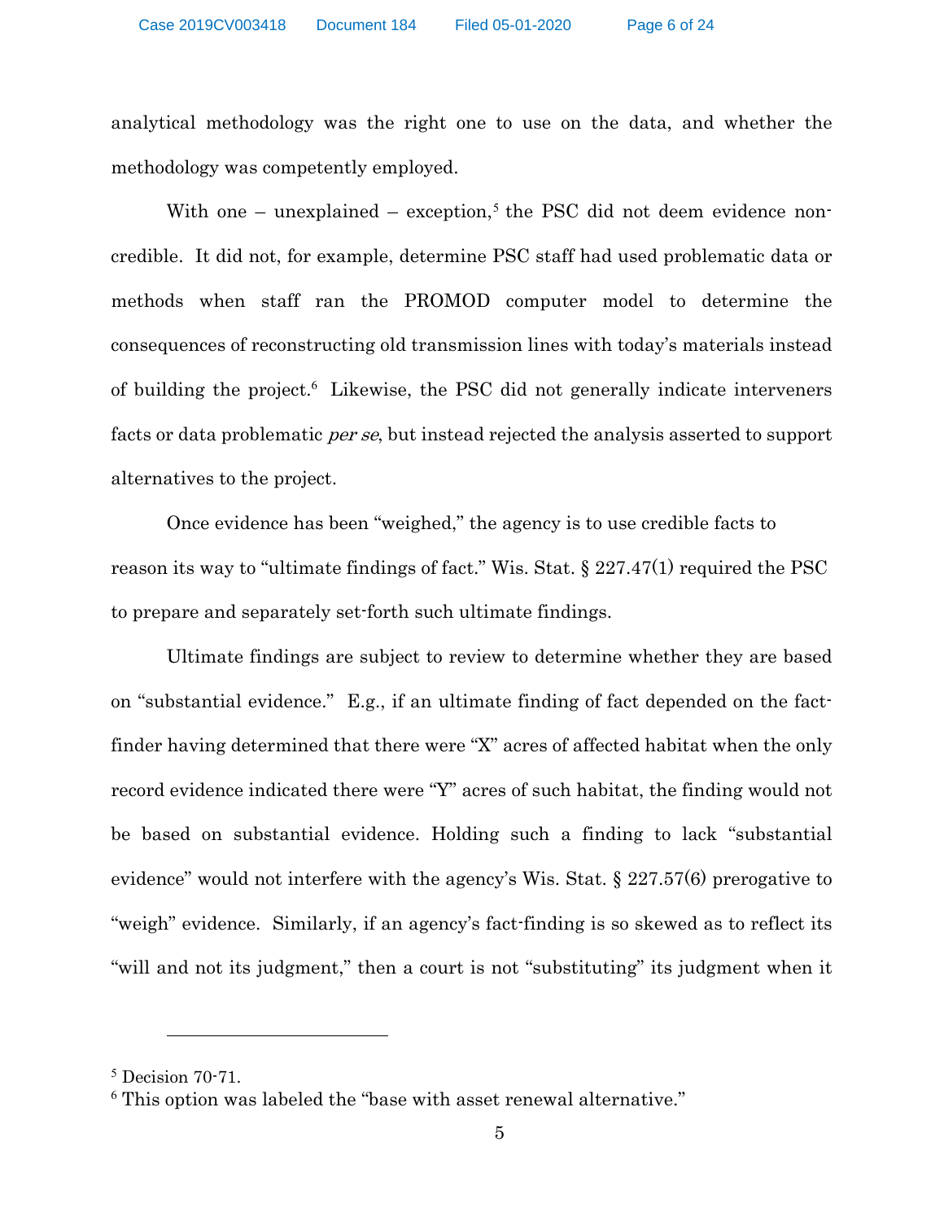analytical methodology was the right one to use on the data, and whether the methodology was competently employed.

With one – unexplained – exception,[5] the PSC did not deem evidence non-credible. It did not, for example, determine PSC staff had used problematic data or methods when staff ran the PROMOD computer model to determine the consequences of reconstructing old transmission lines with today's materials instead of building the project.[6] Likewise, the PSC did not generally indicate interveners facts or data problematic *per se*, but instead rejected the analysis asserted to support alternatives to the project.

Once evidence has been "weighed," the agency is to use credible facts to reason its way to "ultimate findings of fact." Wis. Stat. § 227.47(1) required the PSC to prepare and separately set-forth such ultimate findings.

Ultimate findings are subject to review to determine whether they are based on "substantial evidence." E.g., if an ultimate finding of fact depended on the fact-finder having determined that there were "X" acres of affected habitat when the only record evidence indicated there were "Y" acres of such habitat, the finding would not be based on substantial evidence. Holding such a finding to lack "substantial evidence" would not interfere with the agency's Wis. Stat. § 227.57(6) prerogative to "weigh" evidence. Similarly, if an agency's fact-finding is so skewed as to reflect its "will and not its judgment," then a court is not "substituting" its judgment when it

---

[5] Decision 70-71.

[6] This option was labeled the "base with asset renewal alternative."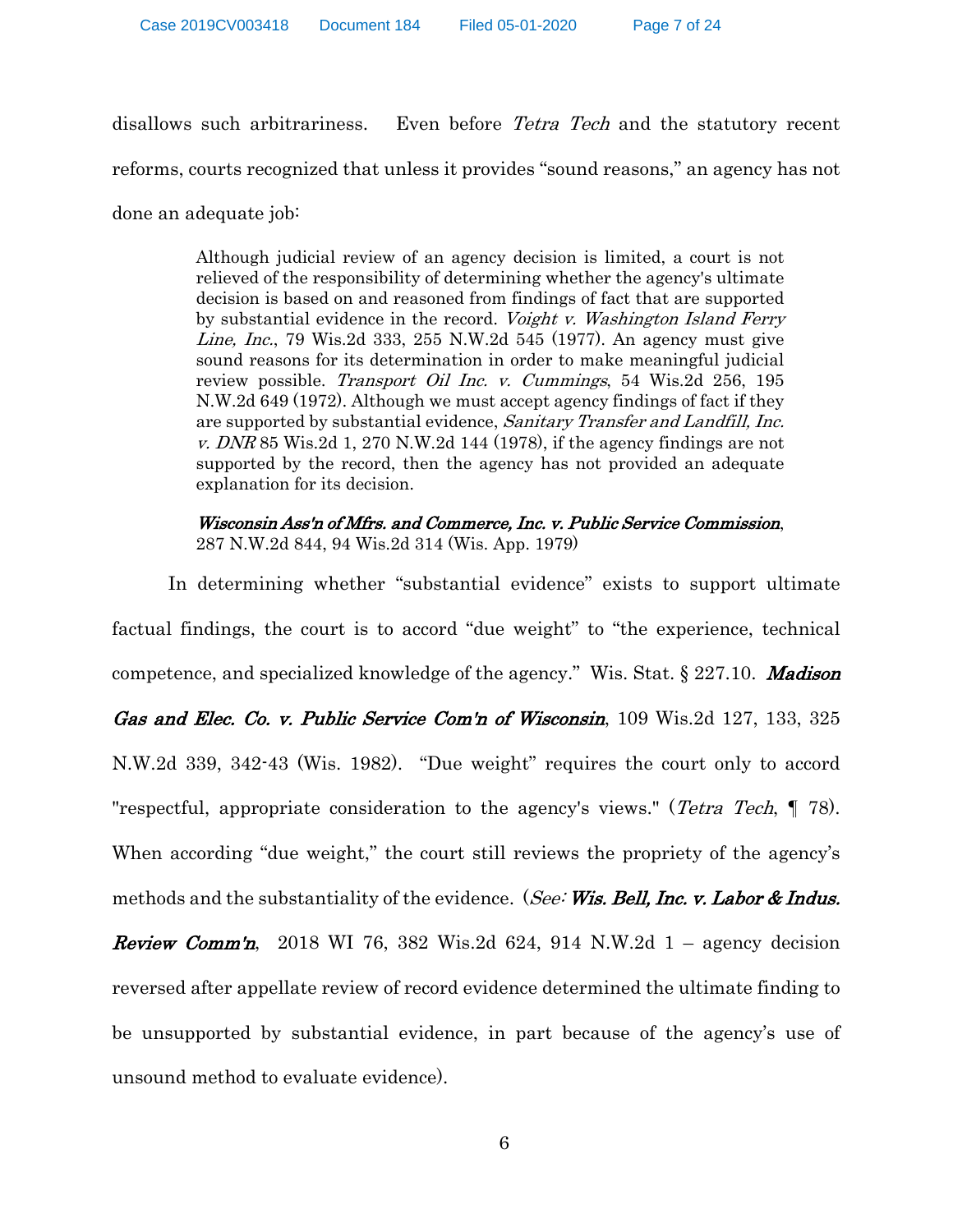disallows such arbitrariness. Even before *Tetra Tech* and the statutory recent reforms, courts recognized that unless it provides "sound reasons," an agency has not done an adequate job:

> Although judicial review of an agency decision is limited, a court is not relieved of the responsibility of determining whether the agency's ultimate decision is based on and reasoned from findings of fact that are supported by substantial evidence in the record. *Voight v. Washington Island Ferry Line, Inc.*, 79 Wis.2d 333, 255 N.W.2d 545 (1977). An agency must give sound reasons for its determination in order to make meaningful judicial review possible. *Transport Oil Inc. v. Cummings*, 54 Wis.2d 256, 195 N.W.2d 649 (1972). Although we must accept agency findings of fact if they are supported by substantial evidence, *Sanitary Transfer and Landfill, Inc. v. DNR* 85 Wis.2d 1, 270 N.W.2d 144 (1978), if the agency findings are not supported by the record, then the agency has not provided an adequate explanation for its decision.
>
> ***Wisconsin Ass'n of Mfrs. and Commerce, Inc. v. Public Service Commission***, 287 N.W.2d 844, 94 Wis.2d 314 (Wis. App. 1979)

In determining whether "substantial evidence" exists to support ultimate factual findings, the court is to accord "due weight" to "the experience, technical competence, and specialized knowledge of the agency." Wis. Stat. § 227.10. ***Madison Gas and Elec. Co. v. Public Service Com'n of Wisconsin***, 109 Wis.2d 127, 133, 325 N.W.2d 339, 342-43 (Wis. 1982). "Due weight" requires the court only to accord "respectful, appropriate consideration to the agency's views." (*Tetra Tech*, ¶ 78). When according "due weight," the court still reviews the propriety of the agency's methods and the substantiality of the evidence. (*See:* ***Wis. Bell, Inc. v. Labor & Indus. Review Comm'n***, 2018 WI 76, 382 Wis.2d 624, 914 N.W.2d 1 – agency decision reversed after appellate review of record evidence determined the ultimate finding to be unsupported by substantial evidence, in part because of the agency's use of unsound method to evaluate evidence).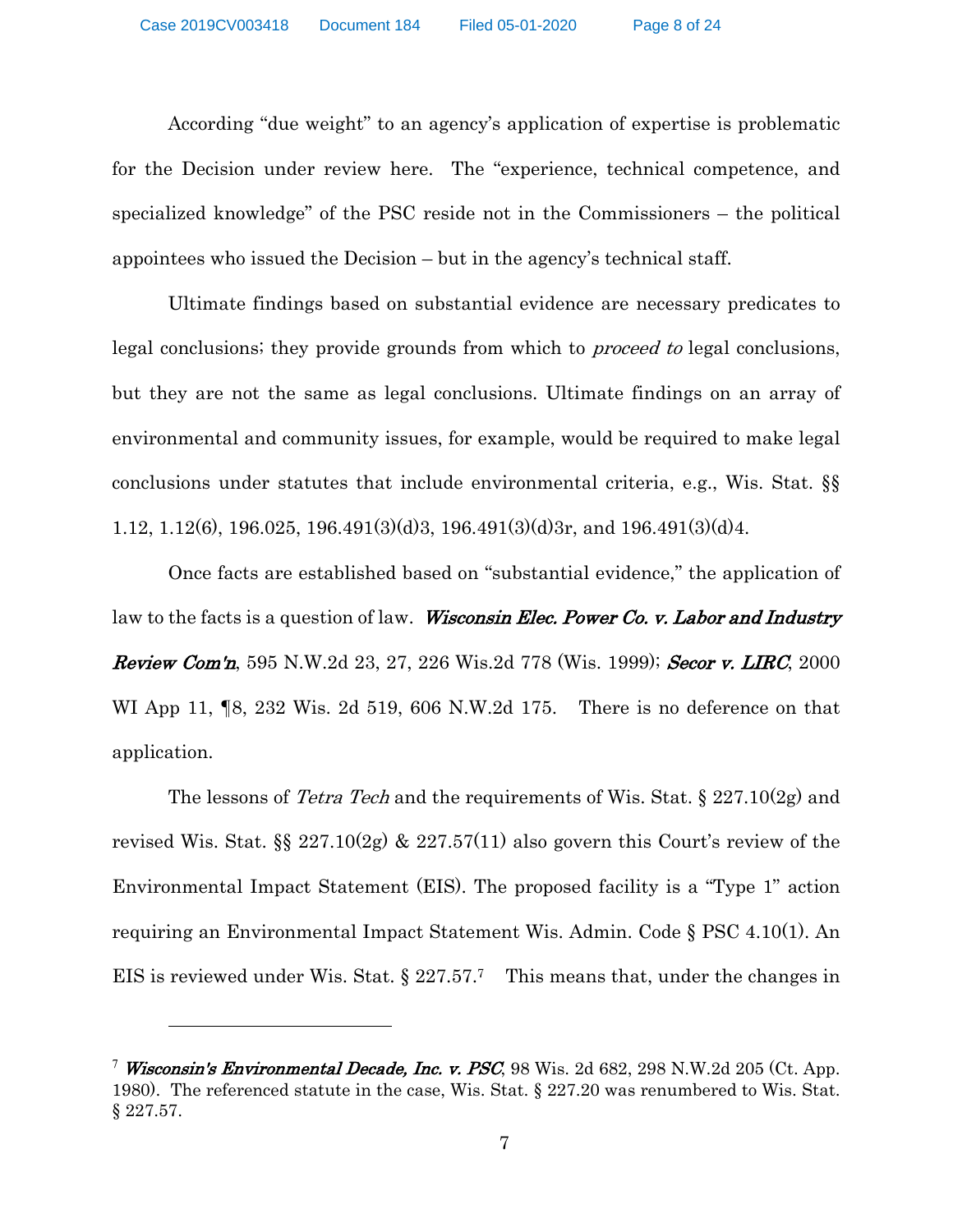According "due weight" to an agency's application of expertise is problematic for the Decision under review here. The "experience, technical competence, and specialized knowledge" of the PSC reside not in the Commissioners – the political appointees who issued the Decision – but in the agency's technical staff.

Ultimate findings based on substantial evidence are necessary predicates to legal conclusions; they provide grounds from which to *proceed to* legal conclusions, but they are not the same as legal conclusions. Ultimate findings on an array of environmental and community issues, for example, would be required to make legal conclusions under statutes that include environmental criteria, e.g., Wis. Stat. §§ 1.12, 1.12(6), 196.025, 196.491(3)(d)3, 196.491(3)(d)3r, and 196.491(3)(d)4.

Once facts are established based on "substantial evidence," the application of law to the facts is a question of law. ***Wisconsin Elec. Power Co. v. Labor and Industry Review Com'n***, 595 N.W.2d 23, 27, 226 Wis.2d 778 (Wis. 1999); ***Secor v. LIRC***, 2000 WI App 11, ¶8, 232 Wis. 2d 519, 606 N.W.2d 175. There is no deference on that application.

The lessons of *Tetra Tech* and the requirements of Wis. Stat. § 227.10(2g) and revised Wis. Stat. §§ 227.10(2g) & 227.57(11) also govern this Court's review of the Environmental Impact Statement (EIS). The proposed facility is a "Type 1" action requiring an Environmental Impact Statement Wis. Admin. Code § PSC 4.10(1). An EIS is reviewed under Wis. Stat. § 227.57.[7] This means that, under the changes in

---

[7] ***Wisconsin's Environmental Decade, Inc. v. PSC***, 98 Wis. 2d 682, 298 N.W.2d 205 (Ct. App. 1980). The referenced statute in the case, Wis. Stat. § 227.20 was renumbered to Wis. Stat. § 227.57.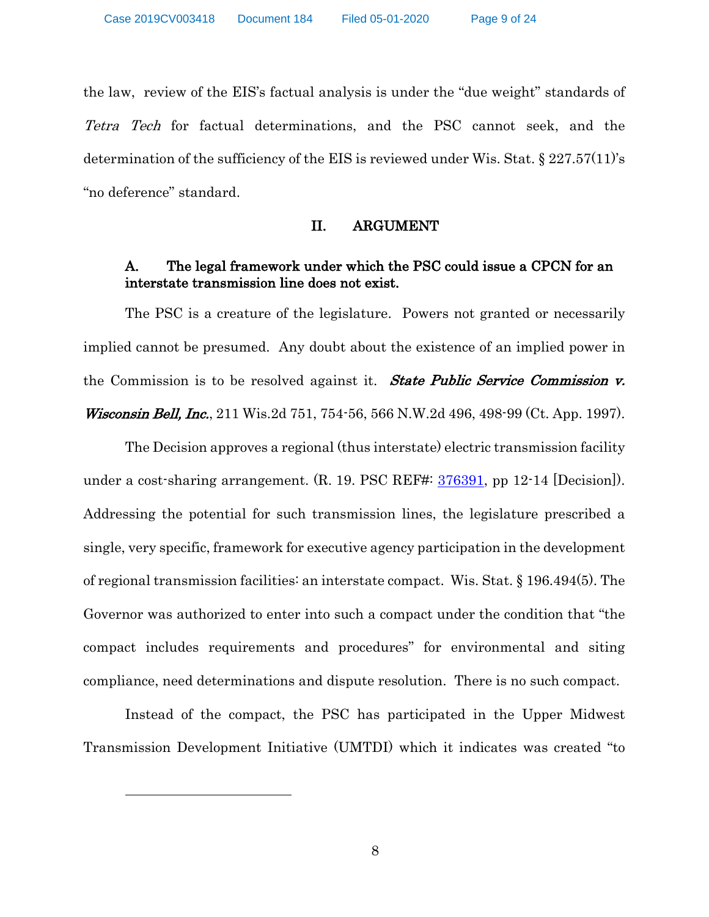the law, review of the EIS's factual analysis is under the "due weight" standards of *Tetra Tech* for factual determinations, and the PSC cannot seek, and the determination of the sufficiency of the EIS is reviewed under Wis. Stat. § 227.57(11)'s "no deference" standard.

## II. ARGUMENT

### A. The legal framework under which the PSC could issue a CPCN for an interstate transmission line does not exist.

The PSC is a creature of the legislature. Powers not granted or necessarily implied cannot be presumed. Any doubt about the existence of an implied power in the Commission is to be resolved against it. ***State Public Service Commission v. Wisconsin Bell, Inc.***, 211 Wis.2d 751, 754-56, 566 N.W.2d 496, 498-99 (Ct. App. 1997).

The Decision approves a regional (thus interstate) electric transmission facility under a cost-sharing arrangement. (R. 19. PSC REF#: 376391, pp 12-14 [Decision]). Addressing the potential for such transmission lines, the legislature prescribed a single, very specific, framework for executive agency participation in the development of regional transmission facilities: an interstate compact. Wis. Stat. § 196.494(5). The Governor was authorized to enter into such a compact under the condition that "the compact includes requirements and procedures" for environmental and siting compliance, need determinations and dispute resolution. There is no such compact.

Instead of the compact, the PSC has participated in the Upper Midwest Transmission Development Initiative (UMTDI) which it indicates was created "to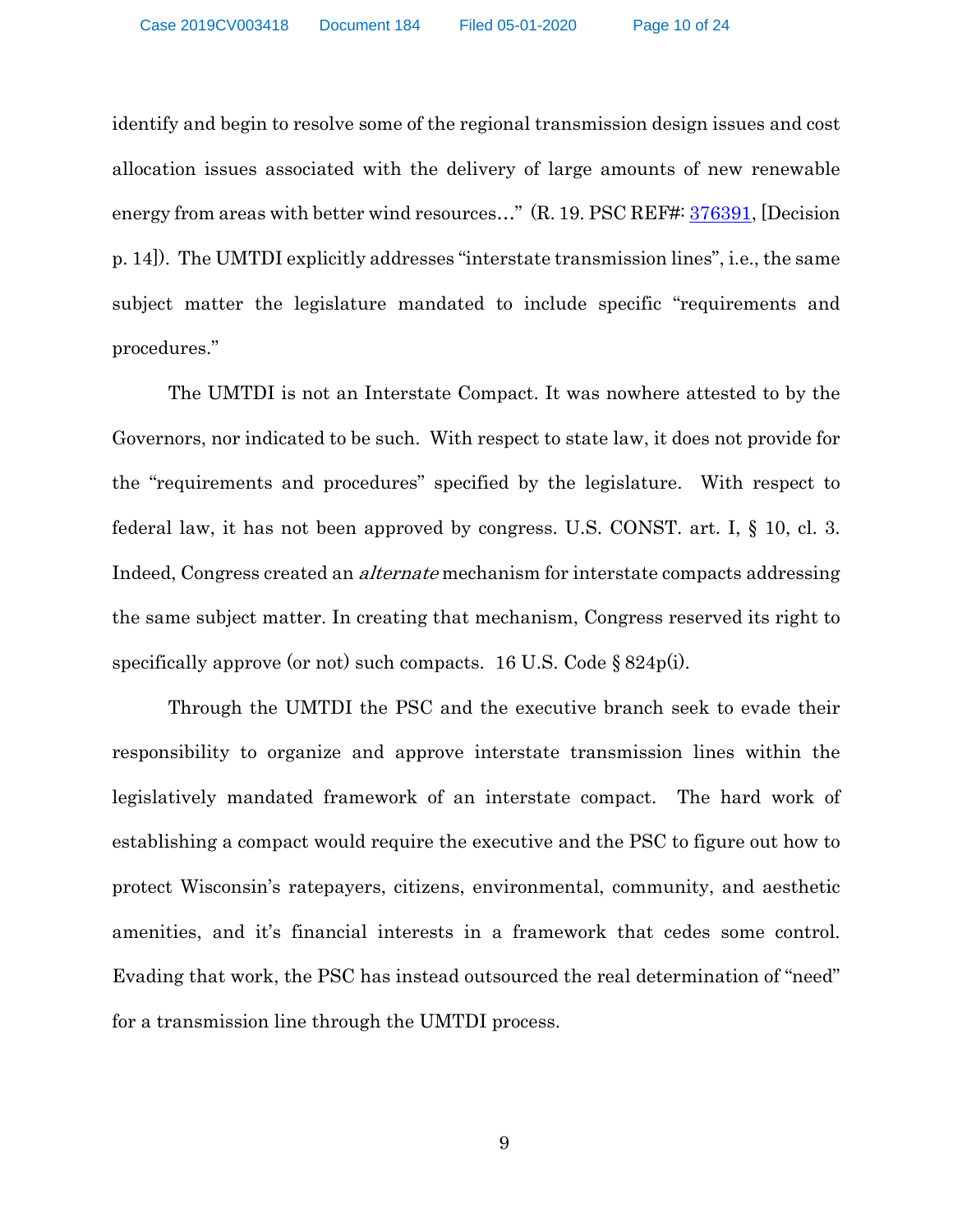identify and begin to resolve some of the regional transmission design issues and cost allocation issues associated with the delivery of large amounts of new renewable energy from areas with better wind resources…" (R. 19. PSC REF#: 376391, [Decision p. 14]). The UMTDI explicitly addresses "interstate transmission lines", i.e., the same subject matter the legislature mandated to include specific "requirements and procedures."

The UMTDI is not an Interstate Compact. It was nowhere attested to by the Governors, nor indicated to be such. With respect to state law, it does not provide for the "requirements and procedures" specified by the legislature. With respect to federal law, it has not been approved by congress. U.S. CONST. art. I, § 10, cl. 3. Indeed, Congress created an *alternate* mechanism for interstate compacts addressing the same subject matter. In creating that mechanism, Congress reserved its right to specifically approve (or not) such compacts. 16 U.S. Code § 824p(i).

Through the UMTDI the PSC and the executive branch seek to evade their responsibility to organize and approve interstate transmission lines within the legislatively mandated framework of an interstate compact. The hard work of establishing a compact would require the executive and the PSC to figure out how to protect Wisconsin's ratepayers, citizens, environmental, community, and aesthetic amenities, and it's financial interests in a framework that cedes some control. Evading that work, the PSC has instead outsourced the real determination of "need" for a transmission line through the UMTDI process.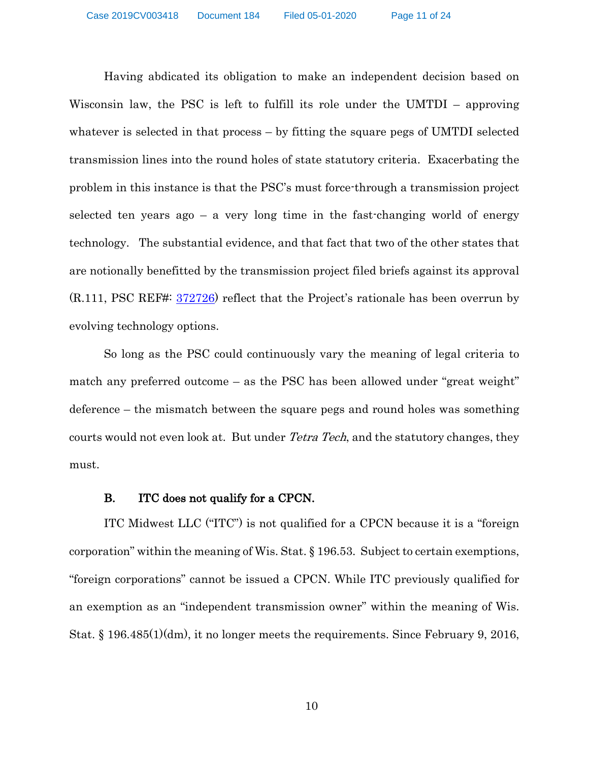Having abdicated its obligation to make an independent decision based on Wisconsin law, the PSC is left to fulfill its role under the UMTDI – approving whatever is selected in that process – by fitting the square pegs of UMTDI selected transmission lines into the round holes of state statutory criteria. Exacerbating the problem in this instance is that the PSC's must force-through a transmission project selected ten years ago – a very long time in the fast-changing world of energy technology. The substantial evidence, and that fact that two of the other states that are notionally benefitted by the transmission project filed briefs against its approval (R.111, PSC REF#: 372726) reflect that the Project's rationale has been overrun by evolving technology options.

So long as the PSC could continuously vary the meaning of legal criteria to match any preferred outcome – as the PSC has been allowed under "great weight" deference – the mismatch between the square pegs and round holes was something courts would not even look at. But under *Tetra Tech*, and the statutory changes, they must.

### B. ITC does not qualify for a CPCN.

ITC Midwest LLC ("ITC") is not qualified for a CPCN because it is a "foreign corporation" within the meaning of Wis. Stat. § 196.53. Subject to certain exemptions, "foreign corporations" cannot be issued a CPCN. While ITC previously qualified for an exemption as an "independent transmission owner" within the meaning of Wis. Stat. § 196.485(1)(dm), it no longer meets the requirements. Since February 9, 2016,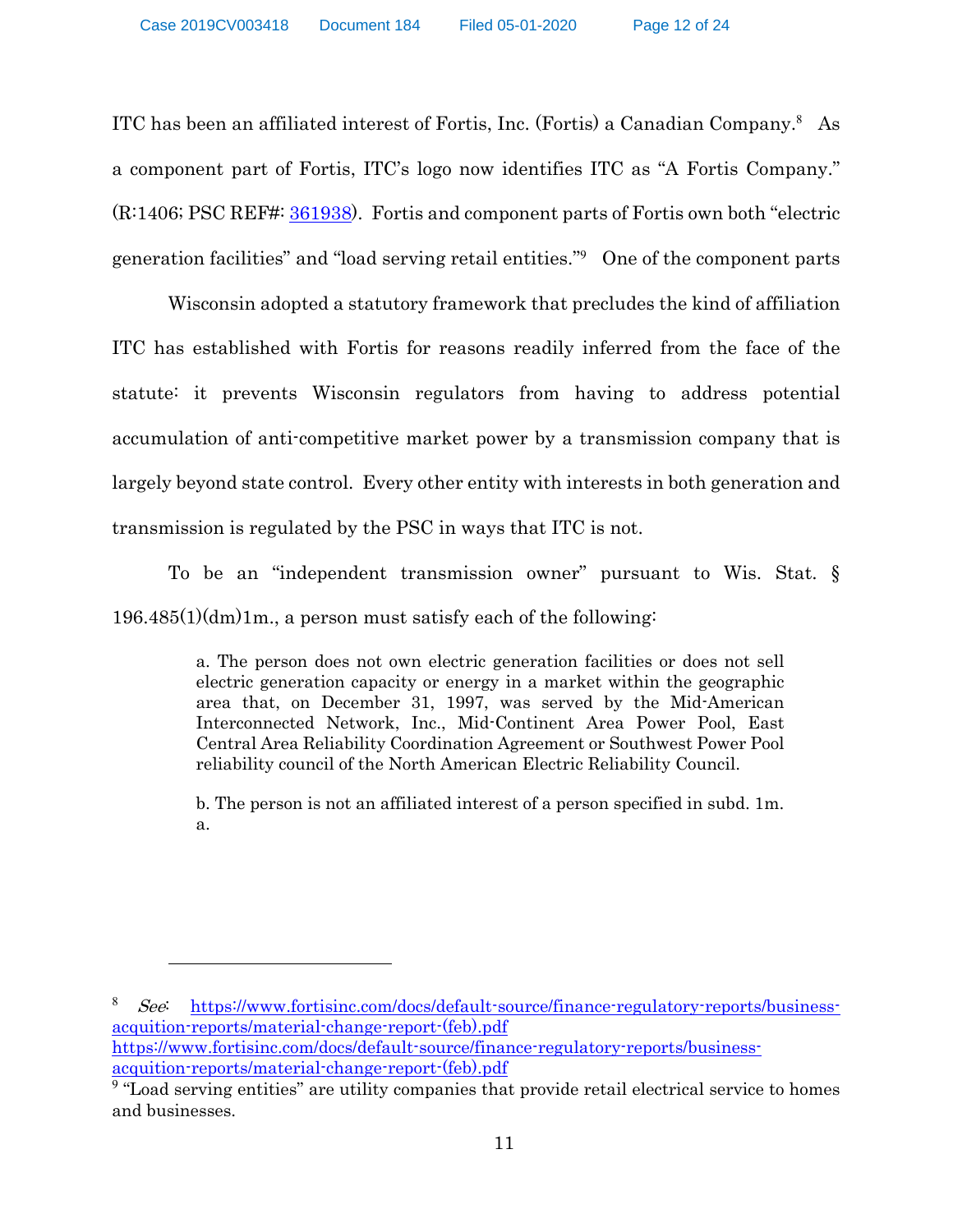ITC has been an affiliated interest of Fortis, Inc. (Fortis) a Canadian Company.[8] As a component part of Fortis, ITC's logo now identifies ITC as "A Fortis Company." (R:1406; PSC REF#: 361938). Fortis and component parts of Fortis own both "electric generation facilities" and "load serving retail entities."[9] One of the component parts

Wisconsin adopted a statutory framework that precludes the kind of affiliation ITC has established with Fortis for reasons readily inferred from the face of the statute: it prevents Wisconsin regulators from having to address potential accumulation of anti-competitive market power by a transmission company that is largely beyond state control. Every other entity with interests in both generation and transmission is regulated by the PSC in ways that ITC is not.

To be an "independent transmission owner" pursuant to Wis. Stat. § 196.485(1)(dm)1m., a person must satisfy each of the following:

> a. The person does not own electric generation facilities or does not sell electric generation capacity or energy in a market within the geographic area that, on December 31, 1997, was served by the Mid-American Interconnected Network, Inc., Mid-Continent Area Power Pool, East Central Area Reliability Coordination Agreement or Southwest Power Pool reliability council of the North American Electric Reliability Council.
>
> b. The person is not an affiliated interest of a person specified in subd. 1m. a.

---

[8] *See*: https://www.fortisinc.com/docs/default-source/finance-regulatory-reports/business-acquition-reports/material-change-report-(feb).pdf https://www.fortisinc.com/docs/default-source/finance-regulatory-reports/business-acquition-reports/material-change-report-(feb).pdf

[9] "Load serving entities" are utility companies that provide retail electrical service to homes and businesses.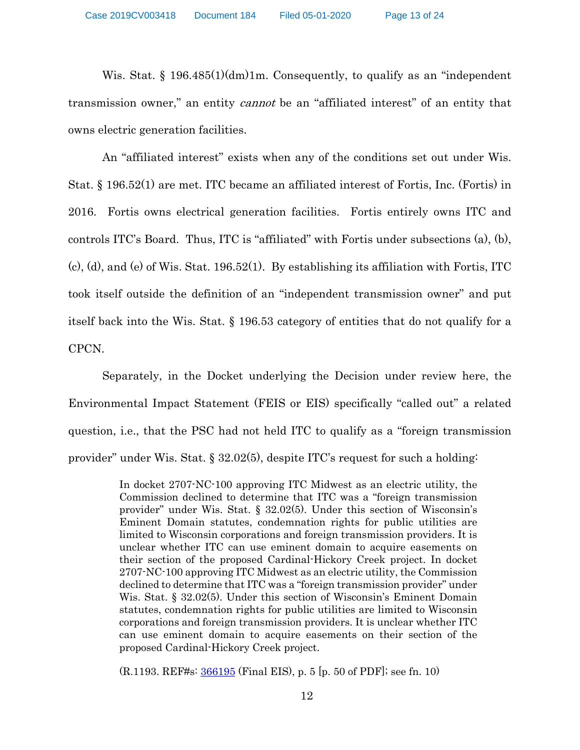Wis. Stat. § 196.485(1)(dm)1m. Consequently, to qualify as an "independent transmission owner," an entity *cannot* be an "affiliated interest" of an entity that owns electric generation facilities.

An "affiliated interest" exists when any of the conditions set out under Wis. Stat. § 196.52(1) are met. ITC became an affiliated interest of Fortis, Inc. (Fortis) in 2016. Fortis owns electrical generation facilities. Fortis entirely owns ITC and controls ITC's Board. Thus, ITC is "affiliated" with Fortis under subsections (a), (b), (c), (d), and (e) of Wis. Stat. 196.52(1). By establishing its affiliation with Fortis, ITC took itself outside the definition of an "independent transmission owner" and put itself back into the Wis. Stat. § 196.53 category of entities that do not qualify for a CPCN.

Separately, in the Docket underlying the Decision under review here, the Environmental Impact Statement (FEIS or EIS) specifically "called out" a related question, i.e., that the PSC had not held ITC to qualify as a "foreign transmission provider" under Wis. Stat. § 32.02(5), despite ITC's request for such a holding:

> In docket 2707-NC-100 approving ITC Midwest as an electric utility, the Commission declined to determine that ITC was a "foreign transmission provider" under Wis. Stat. § 32.02(5). Under this section of Wisconsin's Eminent Domain statutes, condemnation rights for public utilities are limited to Wisconsin corporations and foreign transmission providers. It is unclear whether ITC can use eminent domain to acquire easements on their section of the proposed Cardinal-Hickory Creek project. In docket 2707-NC-100 approving ITC Midwest as an electric utility, the Commission declined to determine that ITC was a "foreign transmission provider" under Wis. Stat. § 32.02(5). Under this section of Wisconsin's Eminent Domain statutes, condemnation rights for public utilities are limited to Wisconsin corporations and foreign transmission providers. It is unclear whether ITC can use eminent domain to acquire easements on their section of the proposed Cardinal-Hickory Creek project.
>
> (R.1193. REF#s: 366195 (Final EIS), p. 5 [p. 50 of PDF]; see fn. 10)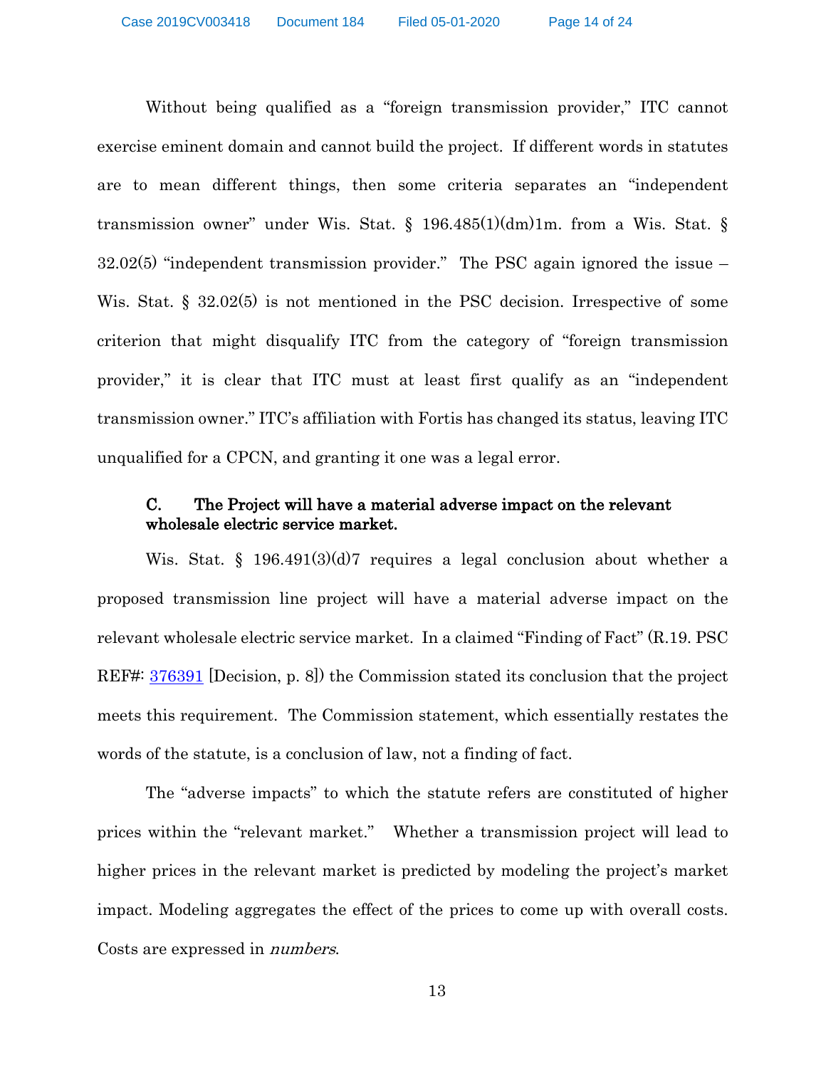Without being qualified as a "foreign transmission provider," ITC cannot exercise eminent domain and cannot build the project. If different words in statutes are to mean different things, then some criteria separates an "independent transmission owner" under Wis. Stat. § 196.485(1)(dm)1m. from a Wis. Stat. § 32.02(5) "independent transmission provider." The PSC again ignored the issue – Wis. Stat. § 32.02(5) is not mentioned in the PSC decision. Irrespective of some criterion that might disqualify ITC from the category of "foreign transmission provider," it is clear that ITC must at least first qualify as an "independent transmission owner." ITC's affiliation with Fortis has changed its status, leaving ITC unqualified for a CPCN, and granting it one was a legal error.

### C. The Project will have a material adverse impact on the relevant wholesale electric service market.

Wis. Stat. § 196.491(3)(d)7 requires a legal conclusion about whether a proposed transmission line project will have a material adverse impact on the relevant wholesale electric service market. In a claimed "Finding of Fact" (R.19. PSC REF#: 376391 [Decision, p. 8]) the Commission stated its conclusion that the project meets this requirement. The Commission statement, which essentially restates the words of the statute, is a conclusion of law, not a finding of fact.

The "adverse impacts" to which the statute refers are constituted of higher prices within the "relevant market." Whether a transmission project will lead to higher prices in the relevant market is predicted by modeling the project's market impact. Modeling aggregates the effect of the prices to come up with overall costs. Costs are expressed in *numbers*.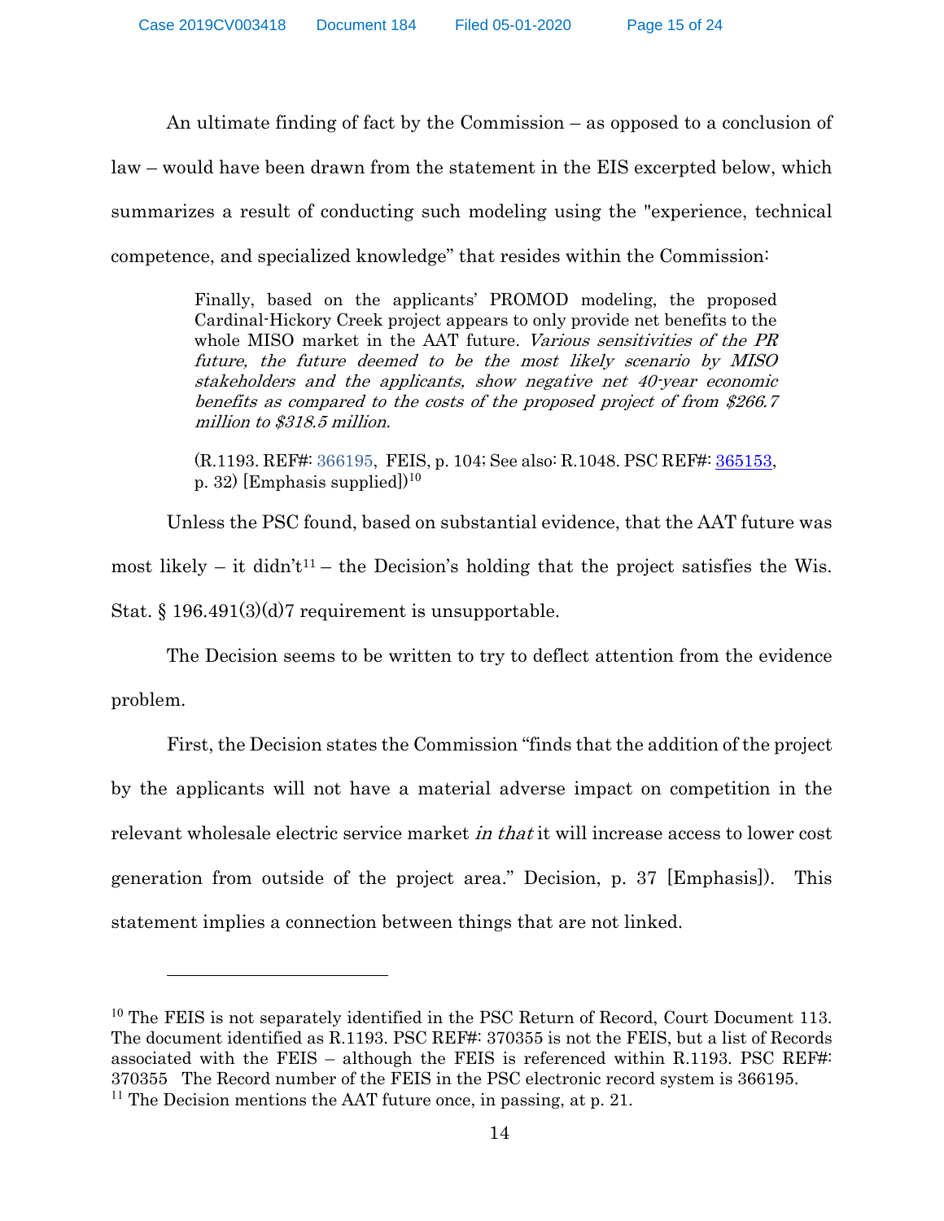An ultimate finding of fact by the Commission – as opposed to a conclusion of law – would have been drawn from the statement in the EIS excerpted below, which summarizes a result of conducting such modeling using the "experience, technical competence, and specialized knowledge" that resides within the Commission:

> Finally, based on the applicants' PROMOD modeling, the proposed Cardinal-Hickory Creek project appears to only provide net benefits to the whole MISO market in the AAT future. *Various sensitivities of the PR future, the future deemed to be the most likely scenario by MISO stakeholders and the applicants, show negative net 40-year economic benefits as compared to the costs of the proposed project of from $266.7 million to $318.5 million.*
>
> (R.1193. REF#: 366195, FEIS, p. 104; See also: R.1048. PSC REF#: 365153, p. 32) [Emphasis supplied])[10]

Unless the PSC found, based on substantial evidence, that the AAT future was most likely – it didn't[11] – the Decision's holding that the project satisfies the Wis. Stat. § 196.491(3)(d)7 requirement is unsupportable.

The Decision seems to be written to try to deflect attention from the evidence problem.

First, the Decision states the Commission "finds that the addition of the project by the applicants will not have a material adverse impact on competition in the relevant wholesale electric service market *in that* it will increase access to lower cost generation from outside of the project area." Decision, p. 37 [Emphasis]). This statement implies a connection between things that are not linked.

---

[10] The FEIS is not separately identified in the PSC Return of Record, Court Document 113. The document identified as R.1193. PSC REF#: 370355 is not the FEIS, but a list of Records associated with the FEIS – although the FEIS is referenced within R.1193. PSC REF#: 370355 The Record number of the FEIS in the PSC electronic record system is 366195.

[11] The Decision mentions the AAT future once, in passing, at p. 21.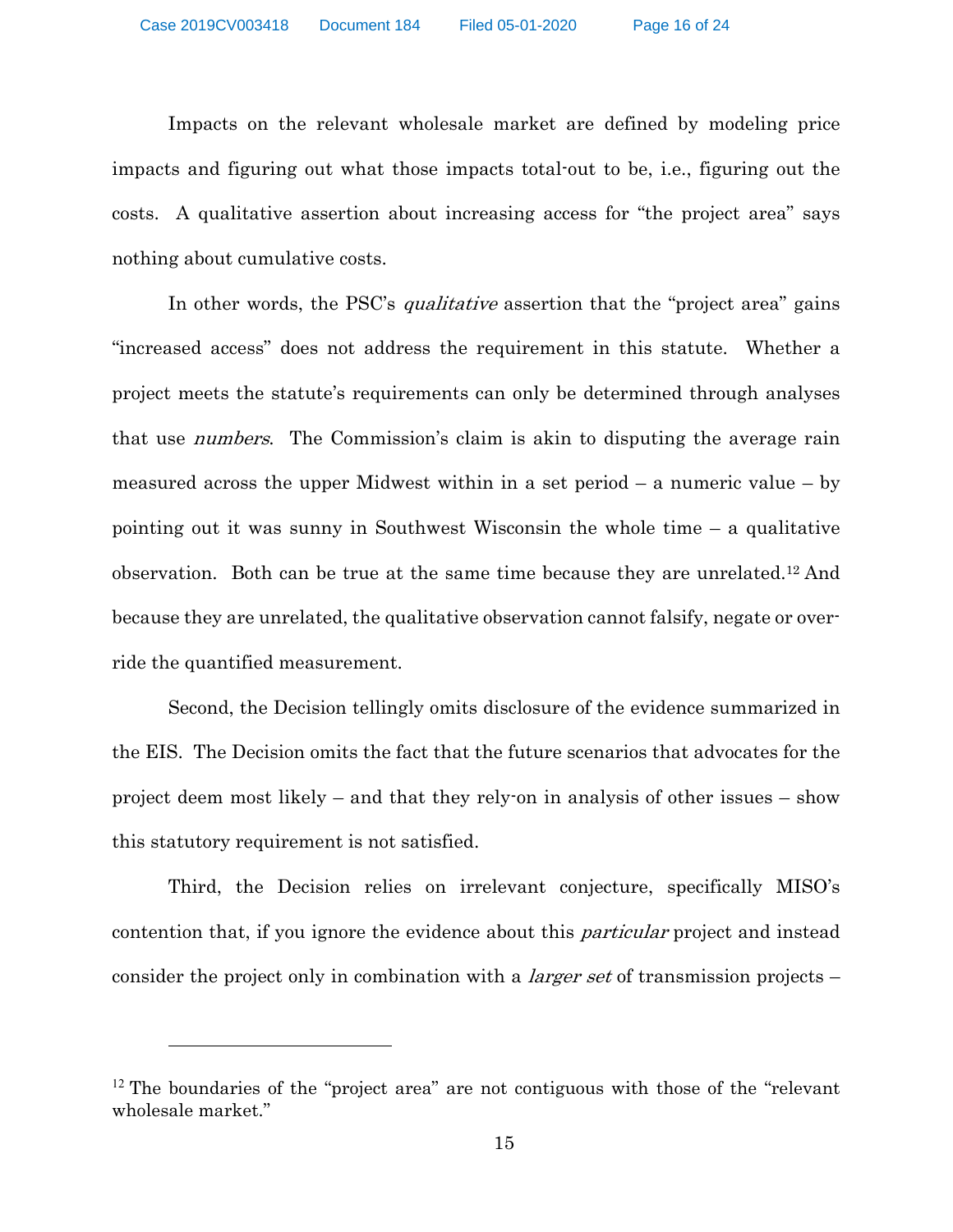Impacts on the relevant wholesale market are defined by modeling price impacts and figuring out what those impacts total-out to be, i.e., figuring out the costs. A qualitative assertion about increasing access for "the project area" says nothing about cumulative costs.

In other words, the PSC's *qualitative* assertion that the "project area" gains "increased access" does not address the requirement in this statute. Whether a project meets the statute's requirements can only be determined through analyses that use *numbers*. The Commission's claim is akin to disputing the average rain measured across the upper Midwest within in a set period – a numeric value – by pointing out it was sunny in Southwest Wisconsin the whole time – a qualitative observation. Both can be true at the same time because they are unrelated.[12] And because they are unrelated, the qualitative observation cannot falsify, negate or override the quantified measurement.

Second, the Decision tellingly omits disclosure of the evidence summarized in the EIS. The Decision omits the fact that the future scenarios that advocates for the project deem most likely – and that they rely-on in analysis of other issues – show this statutory requirement is not satisfied.

Third, the Decision relies on irrelevant conjecture, specifically MISO's contention that, if you ignore the evidence about this *particular* project and instead consider the project only in combination with a *larger set* of transmission projects –

---

[12] The boundaries of the "project area" are not contiguous with those of the "relevant wholesale market."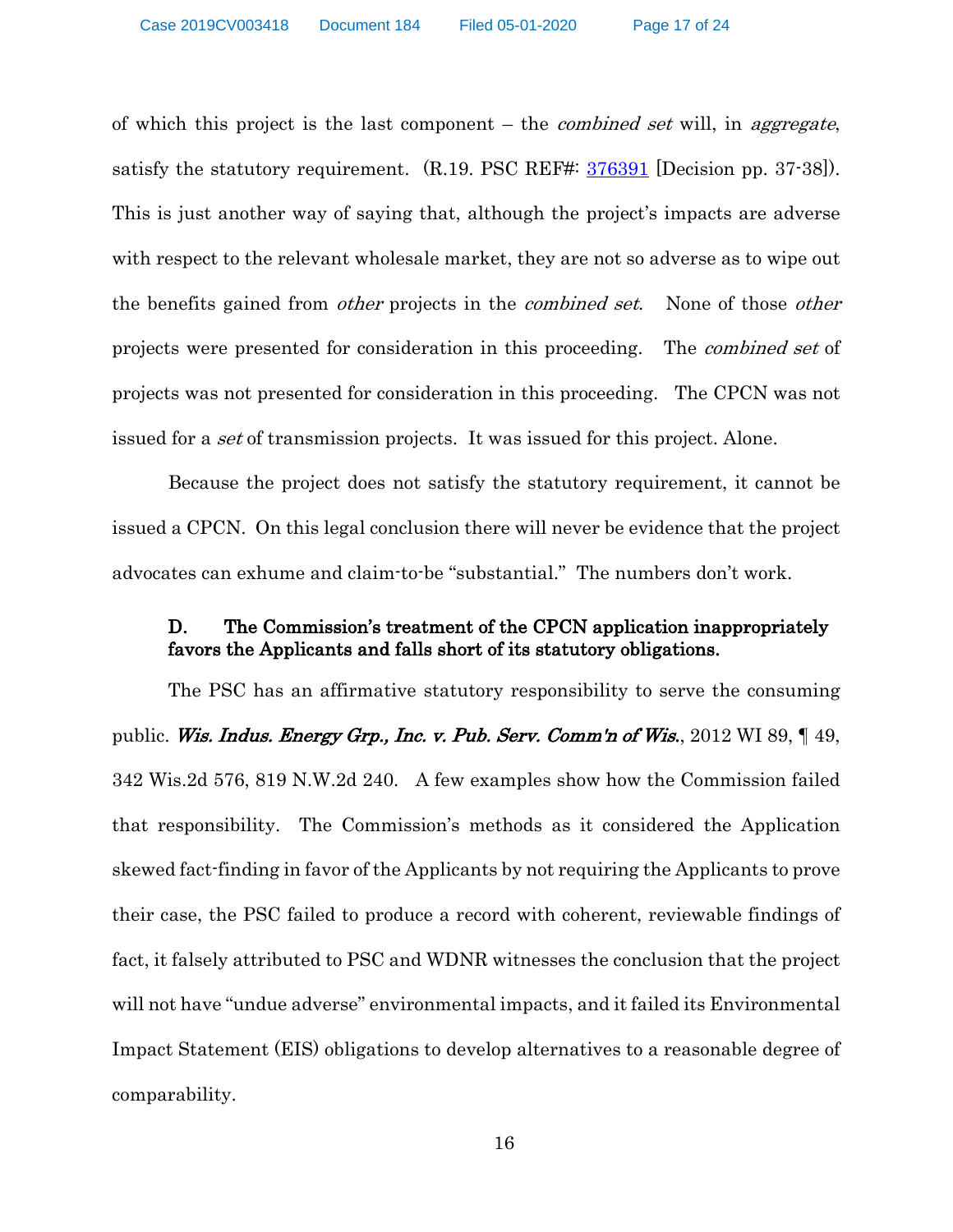of which this project is the last component – the *combined set* will, in *aggregate*, satisfy the statutory requirement. (R.19. PSC REF#: 376391 [Decision pp. 37-38]). This is just another way of saying that, although the project's impacts are adverse with respect to the relevant wholesale market, they are not so adverse as to wipe out the benefits gained from *other* projects in the *combined set*. None of those *other* projects were presented for consideration in this proceeding. The *combined set* of projects was not presented for consideration in this proceeding. The CPCN was not issued for a *set* of transmission projects. It was issued for this project. Alone.

Because the project does not satisfy the statutory requirement, it cannot be issued a CPCN. On this legal conclusion there will never be evidence that the project advocates can exhume and claim-to-be "substantial." The numbers don't work.

### D. The Commission's treatment of the CPCN application inappropriately favors the Applicants and falls short of its statutory obligations.

The PSC has an affirmative statutory responsibility to serve the consuming public. ***Wis. Indus. Energy Grp., Inc. v. Pub. Serv. Comm'n of Wis.***, 2012 WI 89, ¶ 49, 342 Wis.2d 576, 819 N.W.2d 240. A few examples show how the Commission failed that responsibility. The Commission's methods as it considered the Application skewed fact-finding in favor of the Applicants by not requiring the Applicants to prove their case, the PSC failed to produce a record with coherent, reviewable findings of fact, it falsely attributed to PSC and WDNR witnesses the conclusion that the project will not have "undue adverse" environmental impacts, and it failed its Environmental Impact Statement (EIS) obligations to develop alternatives to a reasonable degree of comparability.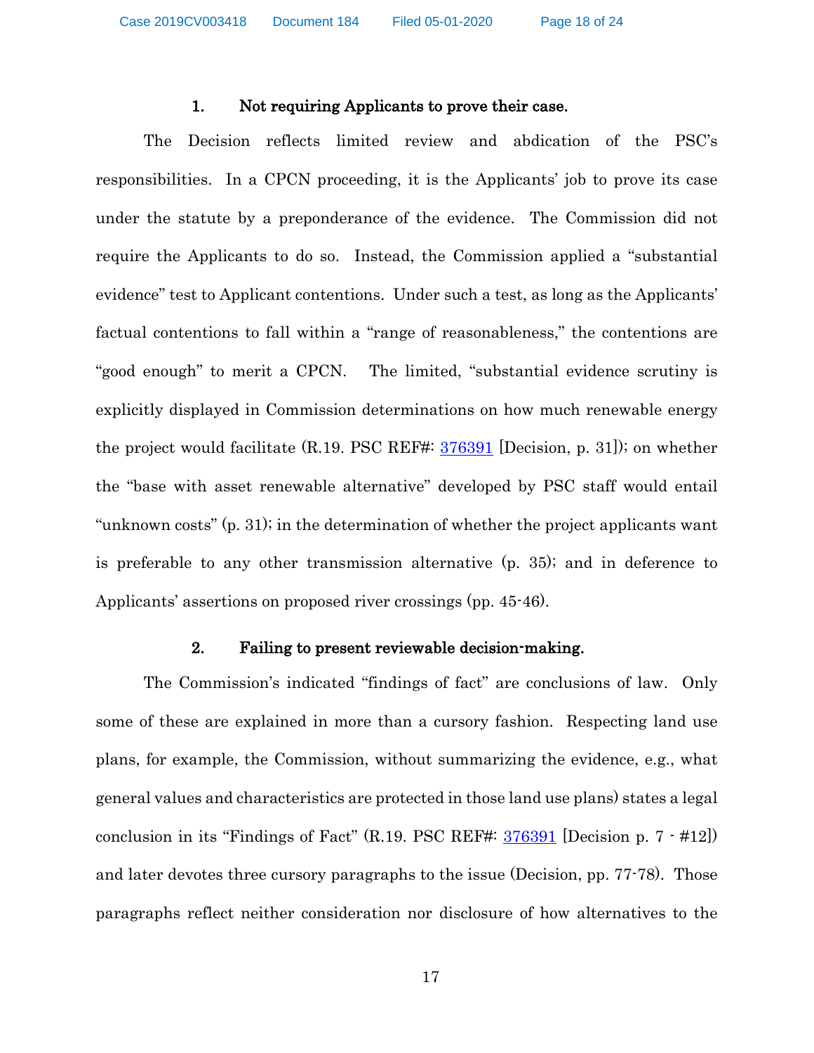### 1. Not requiring Applicants to prove their case.

The Decision reflects limited review and abdication of the PSC's responsibilities. In a CPCN proceeding, it is the Applicants' job to prove its case under the statute by a preponderance of the evidence. The Commission did not require the Applicants to do so. Instead, the Commission applied a "substantial evidence" test to Applicant contentions. Under such a test, as long as the Applicants' factual contentions to fall within a "range of reasonableness," the contentions are "good enough" to merit a CPCN. The limited, "substantial evidence scrutiny is explicitly displayed in Commission determinations on how much renewable energy the project would facilitate (R.19. PSC REF#: 376391 [Decision, p. 31]); on whether the "base with asset renewable alternative" developed by PSC staff would entail "unknown costs" (p. 31); in the determination of whether the project applicants want is preferable to any other transmission alternative (p. 35); and in deference to Applicants' assertions on proposed river crossings (pp. 45-46).

### 2. Failing to present reviewable decision-making.

The Commission's indicated "findings of fact" are conclusions of law. Only some of these are explained in more than a cursory fashion. Respecting land use plans, for example, the Commission, without summarizing the evidence, e.g., what general values and characteristics are protected in those land use plans) states a legal conclusion in its "Findings of Fact" (R.19. PSC REF#: 376391 [Decision p. 7 - #12]) and later devotes three cursory paragraphs to the issue (Decision, pp. 77-78). Those paragraphs reflect neither consideration nor disclosure of how alternatives to the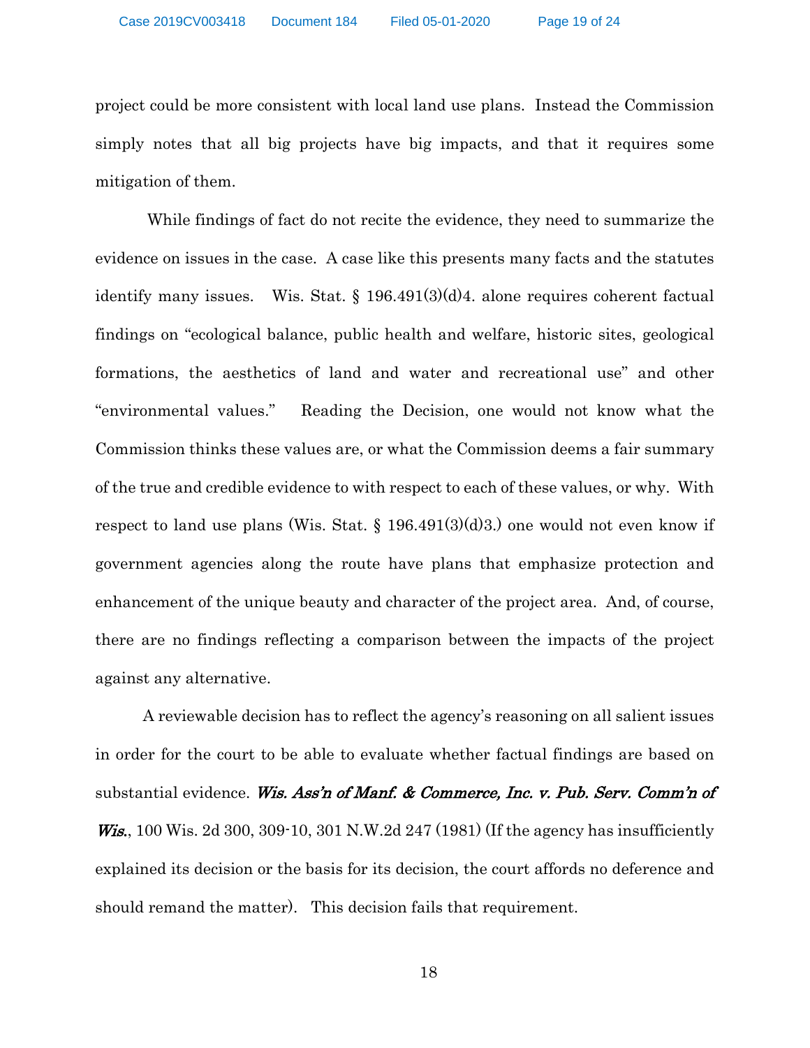project could be more consistent with local land use plans. Instead the Commission simply notes that all big projects have big impacts, and that it requires some mitigation of them.

While findings of fact do not recite the evidence, they need to summarize the evidence on issues in the case. A case like this presents many facts and the statutes identify many issues. Wis. Stat. § 196.491(3)(d)4. alone requires coherent factual findings on "ecological balance, public health and welfare, historic sites, geological formations, the aesthetics of land and water and recreational use" and other "environmental values." Reading the Decision, one would not know what the Commission thinks these values are, or what the Commission deems a fair summary of the true and credible evidence to with respect to each of these values, or why. With respect to land use plans (Wis. Stat. § 196.491(3)(d)3.) one would not even know if government agencies along the route have plans that emphasize protection and enhancement of the unique beauty and character of the project area. And, of course, there are no findings reflecting a comparison between the impacts of the project against any alternative.

A reviewable decision has to reflect the agency's reasoning on all salient issues in order for the court to be able to evaluate whether factual findings are based on substantial evidence. ***Wis. Ass'n of Manf. & Commerce, Inc. v. Pub. Serv. Comm'n of Wis.***, 100 Wis. 2d 300, 309-10, 301 N.W.2d 247 (1981) (If the agency has insufficiently explained its decision or the basis for its decision, the court affords no deference and should remand the matter). This decision fails that requirement.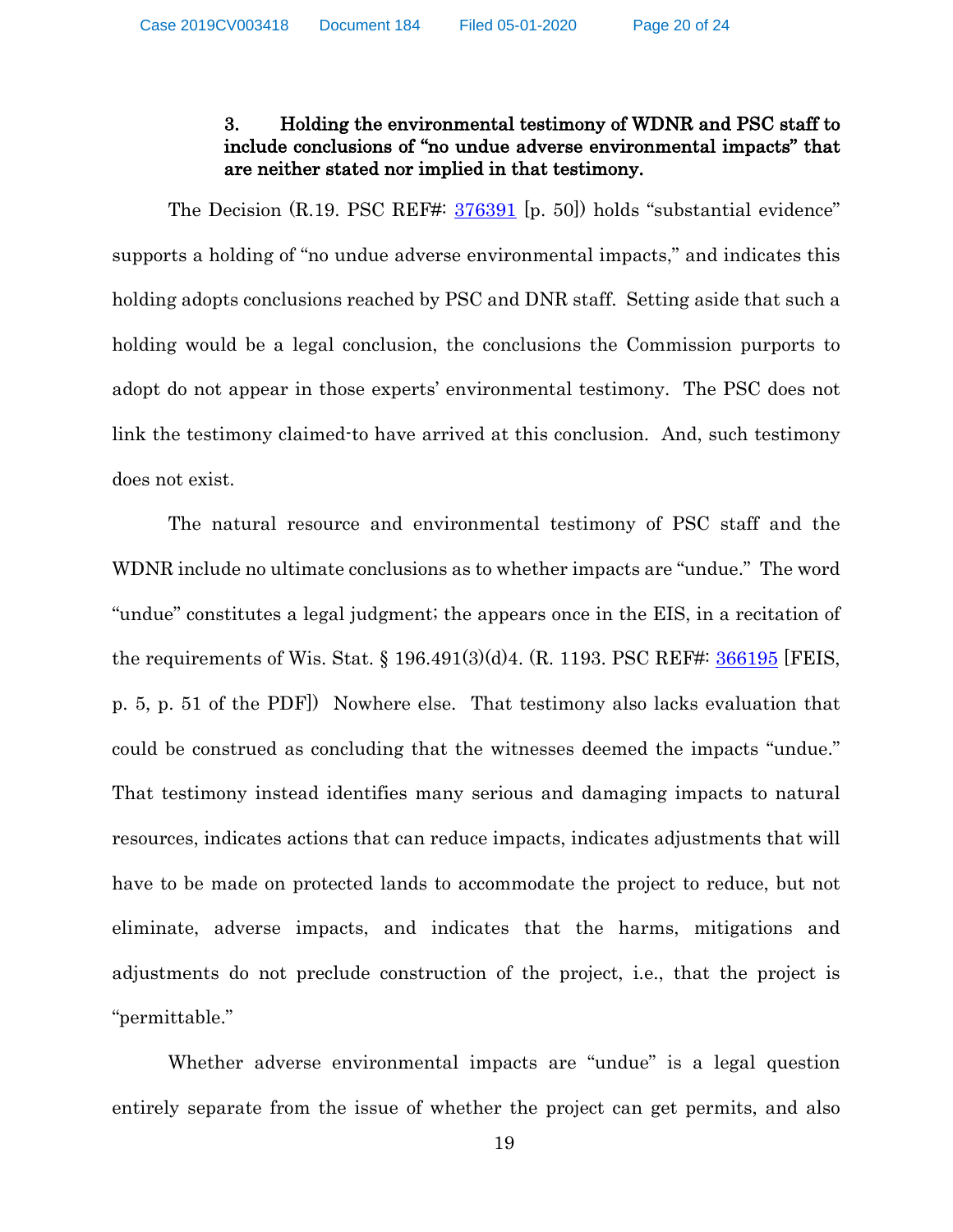### 3. Holding the environmental testimony of WDNR and PSC staff to include conclusions of "no undue adverse environmental impacts" that are neither stated nor implied in that testimony.

The Decision (R.19. PSC REF#: 376391 [p. 50]) holds "substantial evidence" supports a holding of "no undue adverse environmental impacts," and indicates this holding adopts conclusions reached by PSC and DNR staff. Setting aside that such a holding would be a legal conclusion, the conclusions the Commission purports to adopt do not appear in those experts' environmental testimony. The PSC does not link the testimony claimed-to have arrived at this conclusion. And, such testimony does not exist.

The natural resource and environmental testimony of PSC staff and the WDNR include no ultimate conclusions as to whether impacts are "undue." The word "undue" constitutes a legal judgment; the appears once in the EIS, in a recitation of the requirements of Wis. Stat. § 196.491(3)(d)4. (R. 1193. PSC REF#: 366195 [FEIS, p. 5, p. 51 of the PDF]) Nowhere else. That testimony also lacks evaluation that could be construed as concluding that the witnesses deemed the impacts "undue." That testimony instead identifies many serious and damaging impacts to natural resources, indicates actions that can reduce impacts, indicates adjustments that will have to be made on protected lands to accommodate the project to reduce, but not eliminate, adverse impacts, and indicates that the harms, mitigations and adjustments do not preclude construction of the project, i.e., that the project is "permittable."

Whether adverse environmental impacts are "undue" is a legal question entirely separate from the issue of whether the project can get permits, and also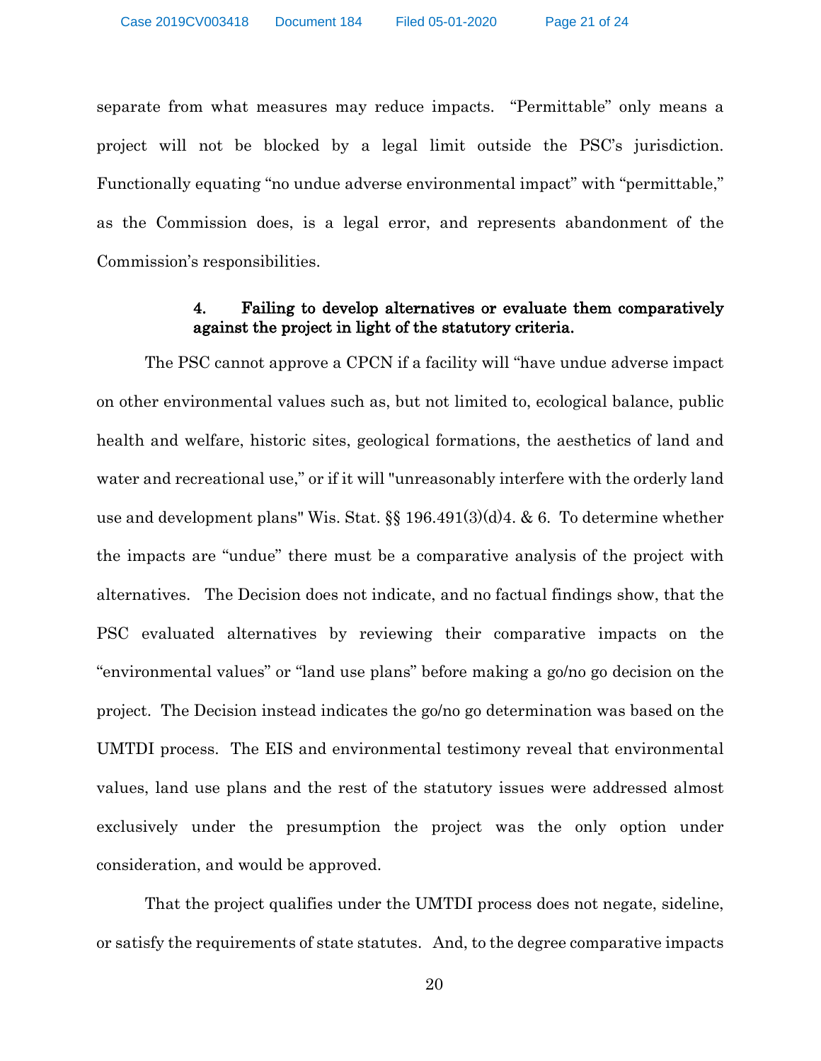separate from what measures may reduce impacts. "Permittable" only means a project will not be blocked by a legal limit outside the PSC's jurisdiction. Functionally equating "no undue adverse environmental impact" with "permittable," as the Commission does, is a legal error, and represents abandonment of the Commission's responsibilities.

#### 4. Failing to develop alternatives or evaluate them comparatively against the project in light of the statutory criteria.

The PSC cannot approve a CPCN if a facility will "have undue adverse impact on other environmental values such as, but not limited to, ecological balance, public health and welfare, historic sites, geological formations, the aesthetics of land and water and recreational use," or if it will "unreasonably interfere with the orderly land use and development plans" Wis. Stat. §§ 196.491(3)(d)4. & 6. To determine whether the impacts are "undue" there must be a comparative analysis of the project with alternatives. The Decision does not indicate, and no factual findings show, that the PSC evaluated alternatives by reviewing their comparative impacts on the "environmental values" or "land use plans" before making a go/no go decision on the project. The Decision instead indicates the go/no go determination was based on the UMTDI process. The EIS and environmental testimony reveal that environmental values, land use plans and the rest of the statutory issues were addressed almost exclusively under the presumption the project was the only option under consideration, and would be approved.

That the project qualifies under the UMTDI process does not negate, sideline, or satisfy the requirements of state statutes. And, to the degree comparative impacts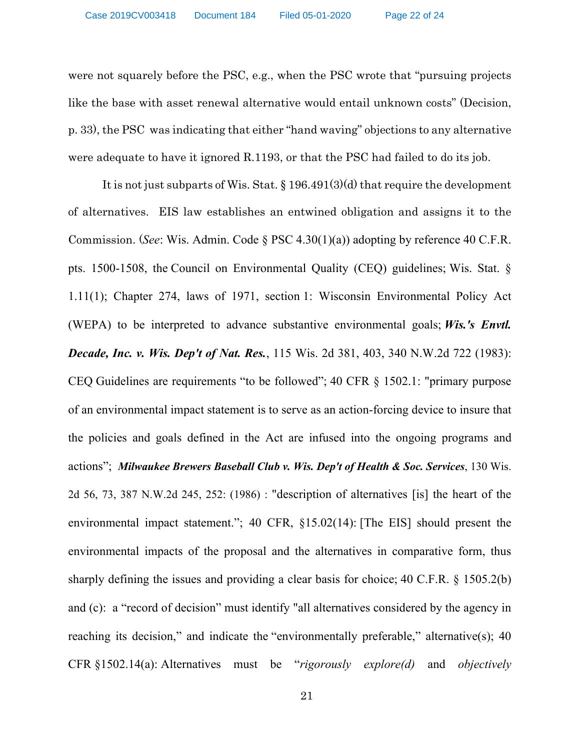were not squarely before the PSC, e.g., when the PSC wrote that "pursuing projects like the base with asset renewal alternative would entail unknown costs" (Decision, p. 33), the PSC was indicating that either "hand waving" objections to any alternative were adequate to have it ignored R.1193, or that the PSC had failed to do its job.

It is not just subparts of Wis. Stat. § 196.491(3)(d) that require the development of alternatives. EIS law establishes an entwined obligation and assigns it to the Commission. (*See*: Wis. Admin. Code § PSC 4.30(1)(a)) adopting by reference 40 C.F.R. pts. 1500-1508, the Council on Environmental Quality (CEQ) guidelines; Wis. Stat. § 1.11(1); Chapter 274, laws of 1971, section 1: Wisconsin Environmental Policy Act (WEPA) to be interpreted to advance substantive environmental goals; ***Wis.'s Envtl. Decade, Inc. v. Wis. Dep't of Nat. Res.***, 115 Wis. 2d 381, 403, 340 N.W.2d 722 (1983): CEQ Guidelines are requirements "to be followed"; 40 CFR § 1502.1: "primary purpose of an environmental impact statement is to serve as an action-forcing device to insure that the policies and goals defined in the Act are infused into the ongoing programs and actions"; ***Milwaukee Brewers Baseball Club v. Wis. Dep't of Health & Soc. Services***, 130 Wis. 2d 56, 73, 387 N.W.2d 245, 252: (1986) : "description of alternatives [is] the heart of the environmental impact statement."; 40 CFR, §15.02(14): [The EIS] should present the environmental impacts of the proposal and the alternatives in comparative form, thus sharply defining the issues and providing a clear basis for choice; 40 C.F.R. § 1505.2(b) and (c): a "record of decision" must identify "all alternatives considered by the agency in reaching its decision," and indicate the "environmentally preferable," alternative(s); 40 CFR §1502.14(a): Alternatives must be "*rigorously explore(d)* and *objectively*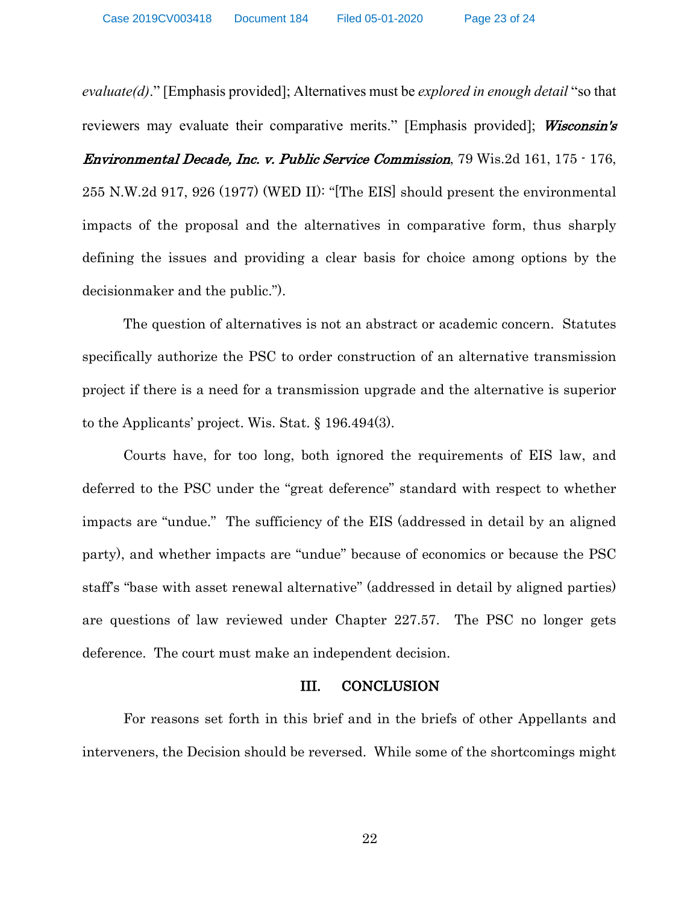*evaluate(d)*." [Emphasis provided]; Alternatives must be *explored in enough detail* "so that reviewers may evaluate their comparative merits." [Emphasis provided]; ***Wisconsin's Environmental Decade, Inc. v. Public Service Commission***, 79 Wis.2d 161, 175 - 176, 255 N.W.2d 917, 926 (1977) (WED II): "[The EIS] should present the environmental impacts of the proposal and the alternatives in comparative form, thus sharply defining the issues and providing a clear basis for choice among options by the decisionmaker and the public.").

The question of alternatives is not an abstract or academic concern. Statutes specifically authorize the PSC to order construction of an alternative transmission project if there is a need for a transmission upgrade and the alternative is superior to the Applicants' project. Wis. Stat. § 196.494(3).

Courts have, for too long, both ignored the requirements of EIS law, and deferred to the PSC under the "great deference" standard with respect to whether impacts are "undue." The sufficiency of the EIS (addressed in detail by an aligned party), and whether impacts are "undue" because of economics or because the PSC staff's "base with asset renewal alternative" (addressed in detail by aligned parties) are questions of law reviewed under Chapter 227.57. The PSC no longer gets deference. The court must make an independent decision.

## III. CONCLUSION

For reasons set forth in this brief and in the briefs of other Appellants and interveners, the Decision should be reversed. While some of the shortcomings might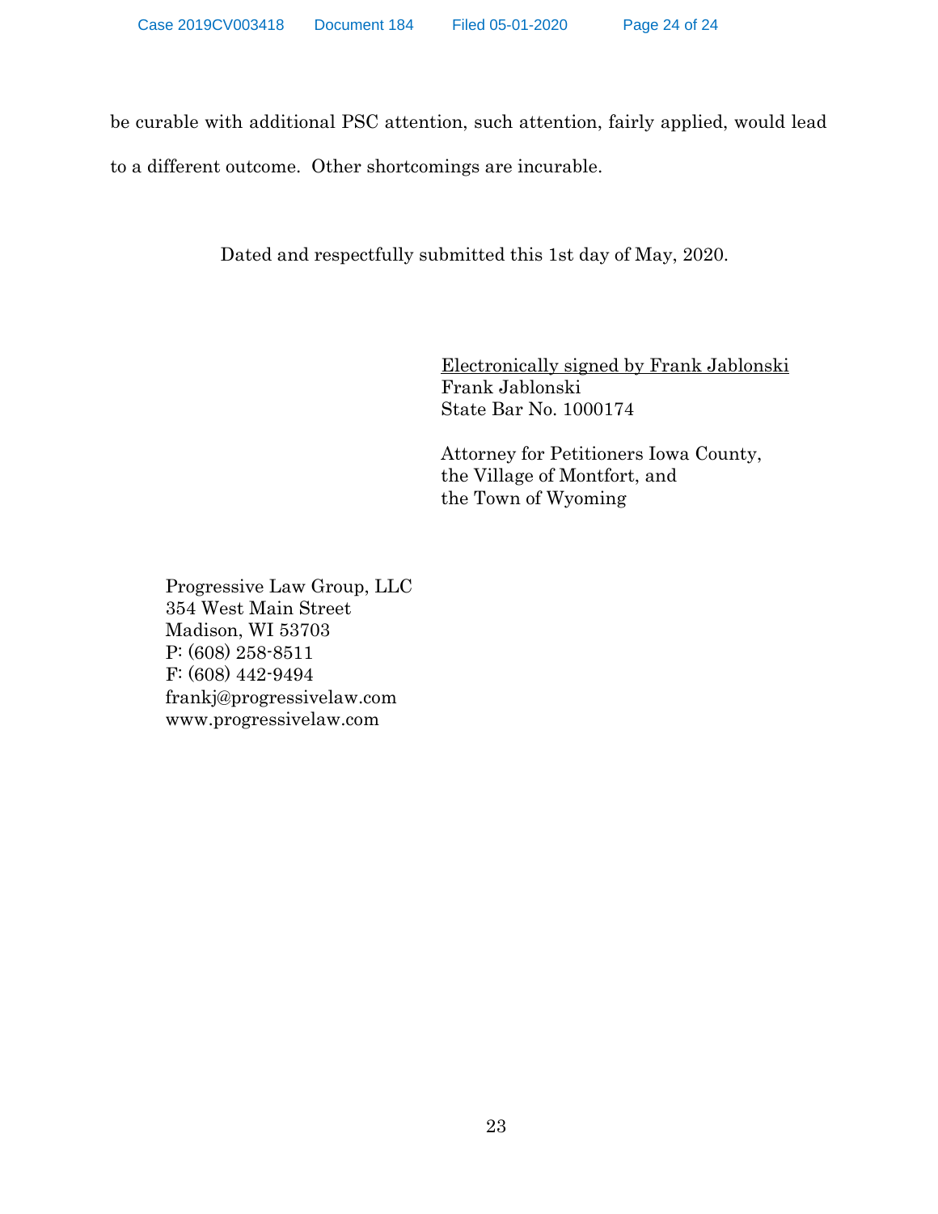be curable with additional PSC attention, such attention, fairly applied, would lead to a different outcome. Other shortcomings are incurable.

Dated and respectfully submitted this 1st day of May, 2020.

Electronically signed by Frank Jablonski
Frank Jablonski
State Bar No. 1000174

Attorney for Petitioners Iowa County,
the Village of Montfort, and
the Town of Wyoming

Progressive Law Group, LLC
354 West Main Street
Madison, WI 53703
P: (608) 258-8511
F: (608) 442-9494
frankj@progressivelaw.com
www.progressivelaw.com